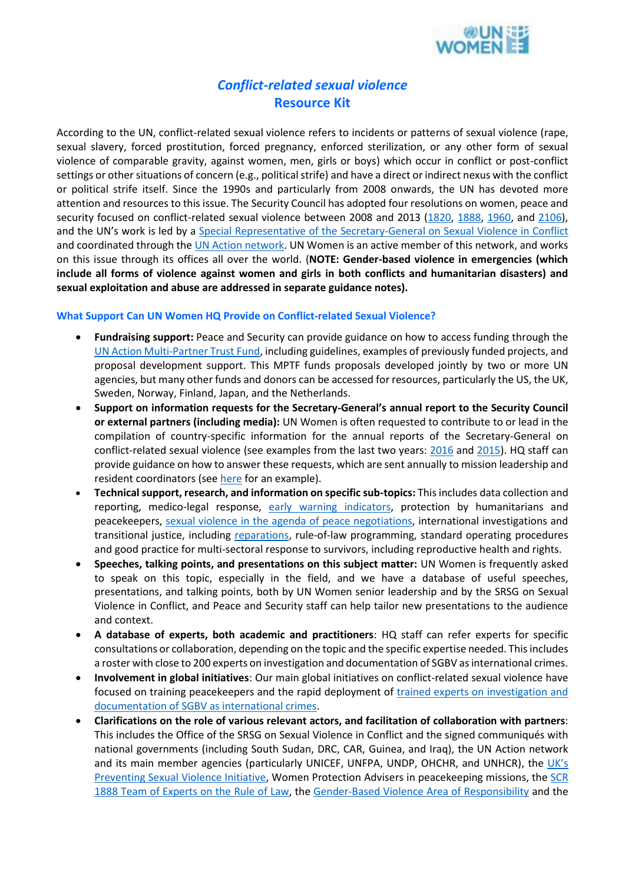# *Conflict-related sexual violence*
## Resource Kit

According to the UN, conflict-related sexual violence refers to incidents or patterns of sexual violence (rape, sexual slavery, forced prostitution, forced pregnancy, enforced sterilization, or any other form of sexual violence of comparable gravity, against women, men, girls or boys) which occur in conflict or post-conflict settings or other situations of concern (e.g., political strife) and have a direct or indirect nexus with the conflict or political strife itself. Since the 1990s and particularly from 2008 onwards, the UN has devoted more attention and resources to this issue. The Security Council has adopted four resolutions on women, peace and security focused on conflict-related sexual violence between 2008 and 2013 (1820, 1888, 1960, and 2106), and the UN's work is led by a Special Representative of the Secretary-General on Sexual Violence in Conflict and coordinated through the UN Action network. UN Women is an active member of this network, and works on this issue through its offices all over the world. (**NOTE: Gender-based violence in emergencies (which include all forms of violence against women and girls in both conflicts and humanitarian disasters) and sexual exploitation and abuse are addressed in separate guidance notes).**

### What Support Can UN Women HQ Provide on Conflict-related Sexual Violence?

- **Fundraising support:** Peace and Security can provide guidance on how to access funding through the UN Action Multi-Partner Trust Fund, including guidelines, examples of previously funded projects, and proposal development support. This MPTF funds proposals developed jointly by two or more UN agencies, but many other funds and donors can be accessed for resources, particularly the US, the UK, Sweden, Norway, Finland, Japan, and the Netherlands.
- **Support on information requests for the Secretary-General's annual report to the Security Council or external partners (including media):** UN Women is often requested to contribute to or lead in the compilation of country-specific information for the annual reports of the Secretary-General on conflict-related sexual violence (see examples from the last two years: 2016 and 2015). HQ staff can provide guidance on how to answer these requests, which are sent annually to mission leadership and resident coordinators (see here for an example).
- **Technical support, research, and information on specific sub-topics:** This includes data collection and reporting, medico-legal response, early warning indicators, protection by humanitarians and peacekeepers, sexual violence in the agenda of peace negotiations, international investigations and transitional justice, including reparations, rule-of-law programming, standard operating procedures and good practice for multi-sectoral response to survivors, including reproductive health and rights.
- **Speeches, talking points, and presentations on this subject matter:** UN Women is frequently asked to speak on this topic, especially in the field, and we have a database of useful speeches, presentations, and talking points, both by UN Women senior leadership and by the SRSG on Sexual Violence in Conflict, and Peace and Security staff can help tailor new presentations to the audience and context.
- **A database of experts, both academic and practitioners**: HQ staff can refer experts for specific consultations or collaboration, depending on the topic and the specific expertise needed. This includes a roster with close to 200 experts on investigation and documentation of SGBV as international crimes.
- **Involvement in global initiatives**: Our main global initiatives on conflict-related sexual violence have focused on training peacekeepers and the rapid deployment of trained experts on investigation and documentation of SGBV as international crimes.
- **Clarifications on the role of various relevant actors, and facilitation of collaboration with partners**: This includes the Office of the SRSG on Sexual Violence in Conflict and the signed communiqués with national governments (including South Sudan, DRC, CAR, Guinea, and Iraq), the UN Action network and its main member agencies (particularly UNICEF, UNFPA, UNDP, OHCHR, and UNHCR), the UK's Preventing Sexual Violence Initiative, Women Protection Advisers in peacekeeping missions, the SCR 1888 Team of Experts on the Rule of Law, the Gender-Based Violence Area of Responsibility and the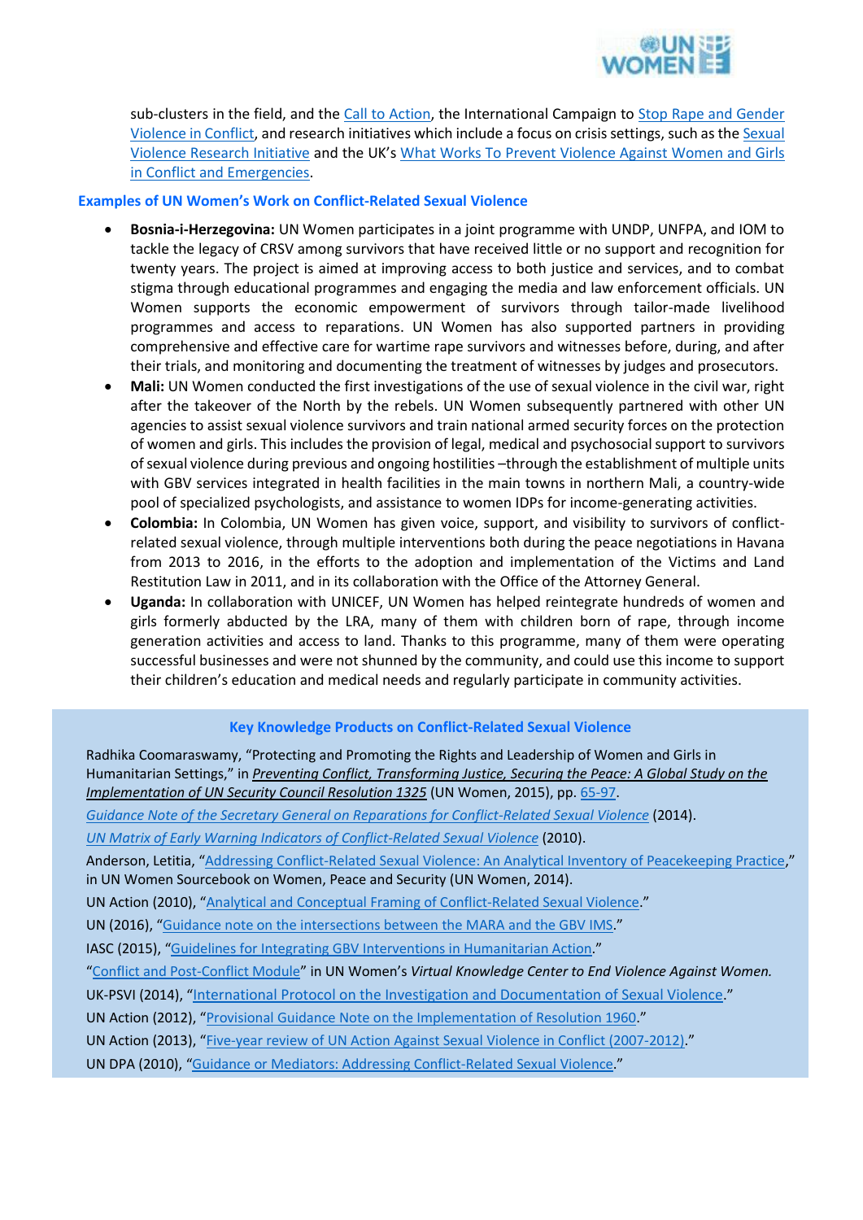sub-clusters in the field, and the Call to Action, the International Campaign to Stop Rape and Gender Violence in Conflict, and research initiatives which include a focus on crisis settings, such as the Sexual Violence Research Initiative and the UK's What Works To Prevent Violence Against Women and Girls in Conflict and Emergencies.

### Examples of UN Women's Work on Conflict-Related Sexual Violence

- **Bosnia-i-Herzegovina:** UN Women participates in a joint programme with UNDP, UNFPA, and IOM to tackle the legacy of CRSV among survivors that have received little or no support and recognition for twenty years. The project is aimed at improving access to both justice and services, and to combat stigma through educational programmes and engaging the media and law enforcement officials. UN Women supports the economic empowerment of survivors through tailor-made livelihood programmes and access to reparations. UN Women has also supported partners in providing comprehensive and effective care for wartime rape survivors and witnesses before, during, and after their trials, and monitoring and documenting the treatment of witnesses by judges and prosecutors.
- **Mali:** UN Women conducted the first investigations of the use of sexual violence in the civil war, right after the takeover of the North by the rebels. UN Women subsequently partnered with other UN agencies to assist sexual violence survivors and train national armed security forces on the protection of women and girls. This includes the provision of legal, medical and psychosocial support to survivors of sexual violence during previous and ongoing hostilities –through the establishment of multiple units with GBV services integrated in health facilities in the main towns in northern Mali, a country-wide pool of specialized psychologists, and assistance to women IDPs for income-generating activities.
- **Colombia:** In Colombia, UN Women has given voice, support, and visibility to survivors of conflict-related sexual violence, through multiple interventions both during the peace negotiations in Havana from 2013 to 2016, in the efforts to the adoption and implementation of the Victims and Land Restitution Law in 2011, and in its collaboration with the Office of the Attorney General.
- **Uganda:** In collaboration with UNICEF, UN Women has helped reintegrate hundreds of women and girls formerly abducted by the LRA, many of them with children born of rape, through income generation activities and access to land. Thanks to this programme, many of them were operating successful businesses and were not shunned by the community, and could use this income to support their children's education and medical needs and regularly participate in community activities.

### Key Knowledge Products on Conflict-Related Sexual Violence

Radhika Coomaraswamy, "Protecting and Promoting the Rights and Leadership of Women and Girls in Humanitarian Settings," in *Preventing Conflict, Transforming Justice, Securing the Peace: A Global Study on the Implementation of UN Security Council Resolution 1325* (UN Women, 2015), pp. 65-97.

*Guidance Note of the Secretary General on Reparations for Conflict-Related Sexual Violence* (2014).

*UN Matrix of Early Warning Indicators of Conflict-Related Sexual Violence* (2010).

Anderson, Letitia, "Addressing Conflict-Related Sexual Violence: An Analytical Inventory of Peacekeeping Practice," in UN Women Sourcebook on Women, Peace and Security (UN Women, 2014).

UN Action (2010), "Analytical and Conceptual Framing of Conflict-Related Sexual Violence."

UN (2016), "Guidance note on the intersections between the MARA and the GBV IMS."

IASC (2015), "Guidelines for Integrating GBV Interventions in Humanitarian Action."

"Conflict and Post-Conflict Module" in UN Women's *Virtual Knowledge Center to End Violence Against Women.*

UK-PSVI (2014), "International Protocol on the Investigation and Documentation of Sexual Violence."

UN Action (2012), "Provisional Guidance Note on the Implementation of Resolution 1960."

UN Action (2013), "Five-year review of UN Action Against Sexual Violence in Conflict (2007-2012)."

UN DPA (2010), "Guidance or Mediators: Addressing Conflict-Related Sexual Violence."